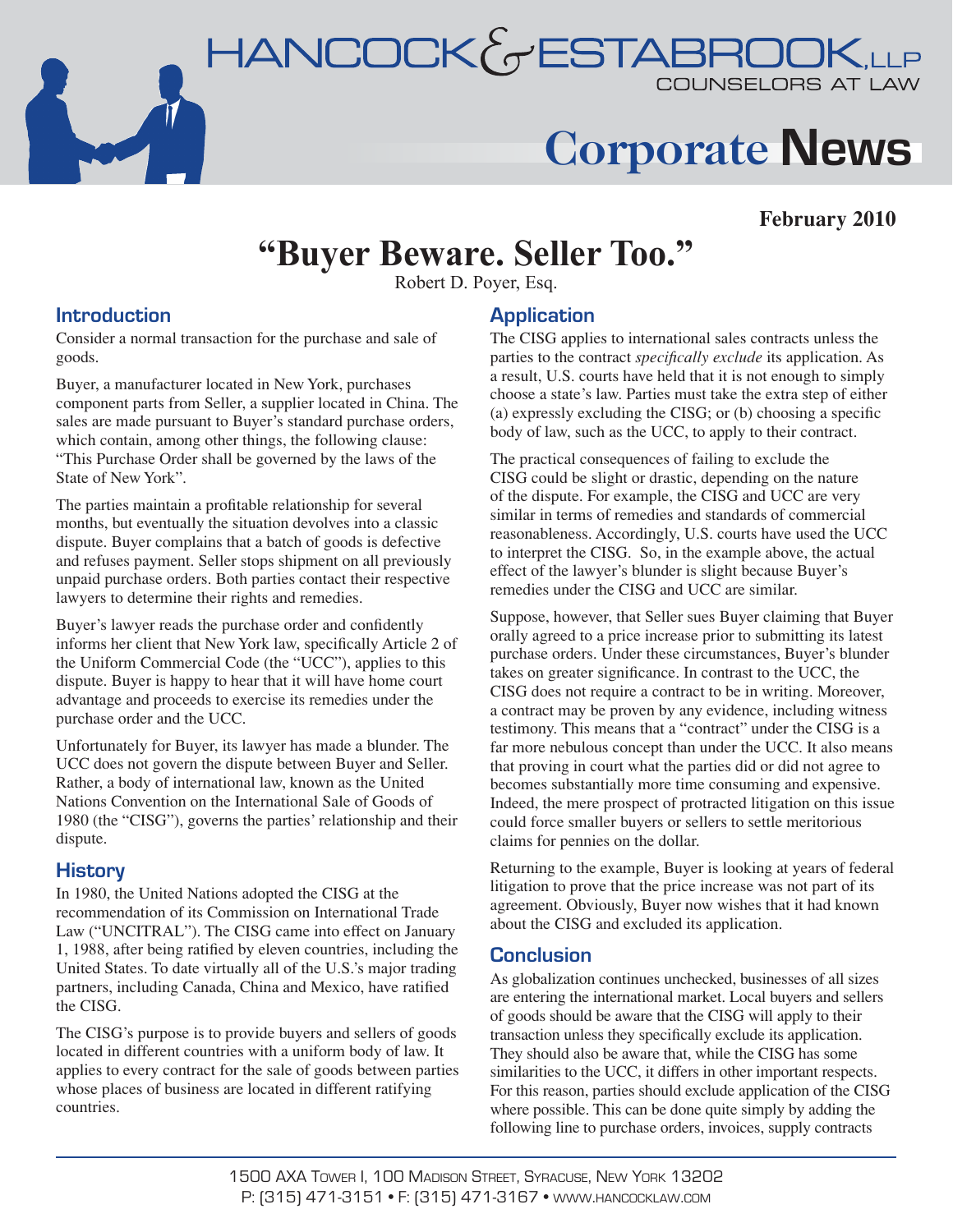# HANCOCK & ESTABROOK, LLP
COUNSELORS AT LAW

## Corporate News

**February 2010**

# "Buyer Beware. Seller Too."

Robert D. Poyer, Esq.

## Introduction

Consider a normal transaction for the purchase and sale of goods.

Buyer, a manufacturer located in New York, purchases component parts from Seller, a supplier located in China. The sales are made pursuant to Buyer's standard purchase orders, which contain, among other things, the following clause: "This Purchase Order shall be governed by the laws of the State of New York".

The parties maintain a profitable relationship for several months, but eventually the situation devolves into a classic dispute. Buyer complains that a batch of goods is defective and refuses payment. Seller stops shipment on all previously unpaid purchase orders. Both parties contact their respective lawyers to determine their rights and remedies.

Buyer's lawyer reads the purchase order and confidently informs her client that New York law, specifically Article 2 of the Uniform Commercial Code (the "UCC"), applies to this dispute. Buyer is happy to hear that it will have home court advantage and proceeds to exercise its remedies under the purchase order and the UCC.

Unfortunately for Buyer, its lawyer has made a blunder. The UCC does not govern the dispute between Buyer and Seller. Rather, a body of international law, known as the United Nations Convention on the International Sale of Goods of 1980 (the "CISG"), governs the parties' relationship and their dispute.

## History

In 1980, the United Nations adopted the CISG at the recommendation of its Commission on International Trade Law ("UNCITRAL"). The CISG came into effect on January 1, 1988, after being ratified by eleven countries, including the United States. To date virtually all of the U.S.'s major trading partners, including Canada, China and Mexico, have ratified the CISG.

The CISG's purpose is to provide buyers and sellers of goods located in different countries with a uniform body of law. It applies to every contract for the sale of goods between parties whose places of business are located in different ratifying countries.

## Application

The CISG applies to international sales contracts unless the parties to the contract *specifically exclude* its application. As a result, U.S. courts have held that it is not enough to simply choose a state's law. Parties must take the extra step of either (a) expressly excluding the CISG; or (b) choosing a specific body of law, such as the UCC, to apply to their contract.

The practical consequences of failing to exclude the CISG could be slight or drastic, depending on the nature of the dispute. For example, the CISG and UCC are very similar in terms of remedies and standards of commercial reasonableness. Accordingly, U.S. courts have used the UCC to interpret the CISG. So, in the example above, the actual effect of the lawyer's blunder is slight because Buyer's remedies under the CISG and UCC are similar.

Suppose, however, that Seller sues Buyer claiming that Buyer orally agreed to a price increase prior to submitting its latest purchase orders. Under these circumstances, Buyer's blunder takes on greater significance. In contrast to the UCC, the CISG does not require a contract to be in writing. Moreover, a contract may be proven by any evidence, including witness testimony. This means that a "contract" under the CISG is a far more nebulous concept than under the UCC. It also means that proving in court what the parties did or did not agree to becomes substantially more time consuming and expensive. Indeed, the mere prospect of protracted litigation on this issue could force smaller buyers or sellers to settle meritorious claims for pennies on the dollar.

Returning to the example, Buyer is looking at years of federal litigation to prove that the price increase was not part of its agreement. Obviously, Buyer now wishes that it had known about the CISG and excluded its application.

## Conclusion

As globalization continues unchecked, businesses of all sizes are entering the international market. Local buyers and sellers of goods should be aware that the CISG will apply to their transaction unless they specifically exclude its application. They should also be aware that, while the CISG has some similarities to the UCC, it differs in other important respects. For this reason, parties should exclude application of the CISG where possible. This can be done quite simply by adding the following line to purchase orders, invoices, supply contracts

1500 AXA Tower I, 100 Madison Street, Syracuse, New York 13202
P: (315) 471-3151 • F: (315) 471-3167 • www.hancocklaw.com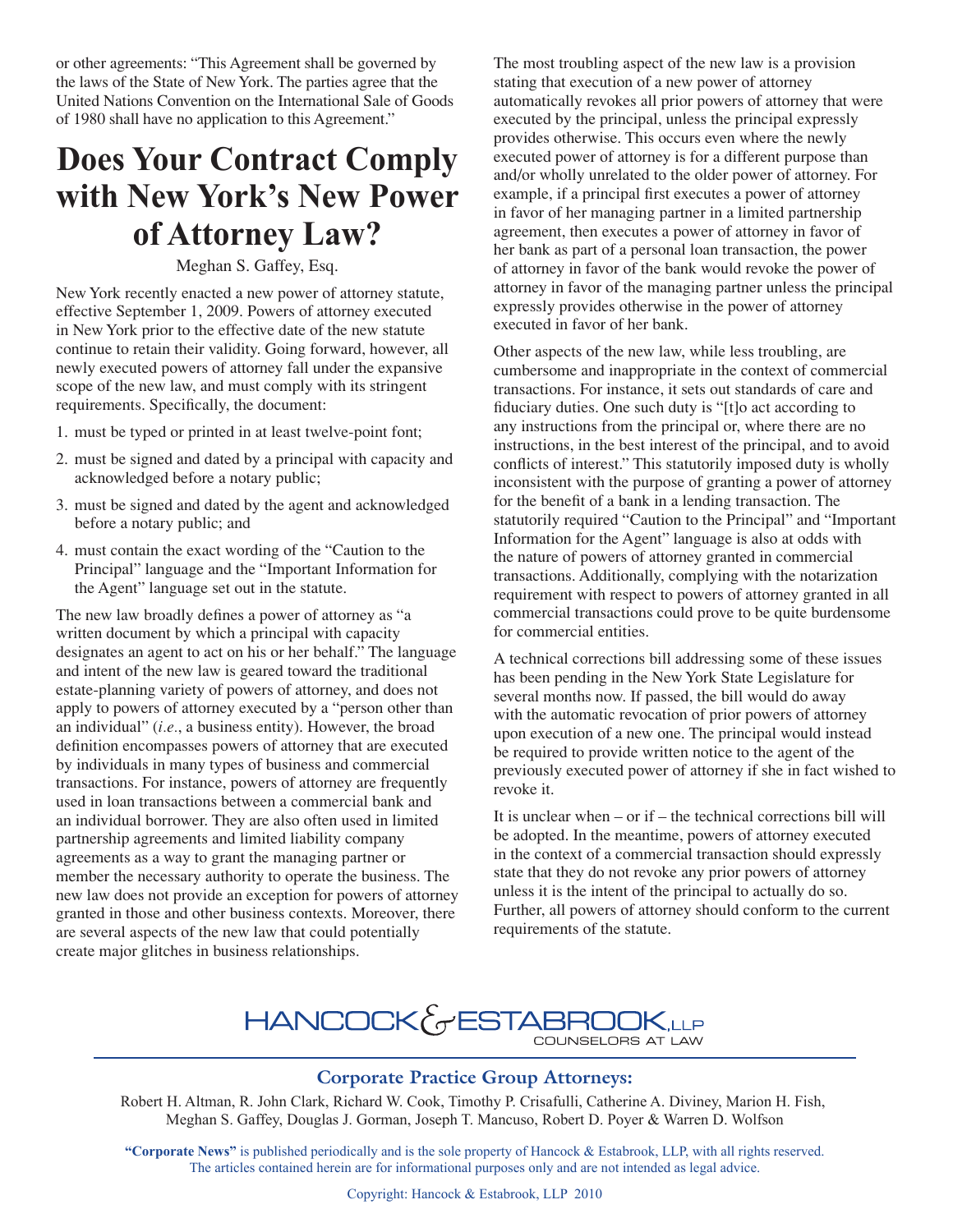or other agreements: "This Agreement shall be governed by the laws of the State of New York. The parties agree that the United Nations Convention on the International Sale of Goods of 1980 shall have no application to this Agreement."

# Does Your Contract Comply with New York's New Power of Attorney Law?

Meghan S. Gaffey, Esq.

New York recently enacted a new power of attorney statute, effective September 1, 2009. Powers of attorney executed in New York prior to the effective date of the new statute continue to retain their validity. Going forward, however, all newly executed powers of attorney fall under the expansive scope of the new law, and must comply with its stringent requirements. Specifically, the document:

1. must be typed or printed in at least twelve-point font;
2. must be signed and dated by a principal with capacity and acknowledged before a notary public;
3. must be signed and dated by the agent and acknowledged before a notary public; and
4. must contain the exact wording of the "Caution to the Principal" language and the "Important Information for the Agent" language set out in the statute.

The new law broadly defines a power of attorney as "a written document by which a principal with capacity designates an agent to act on his or her behalf." The language and intent of the new law is geared toward the traditional estate-planning variety of powers of attorney, and does not apply to powers of attorney executed by a "person other than an individual" (*i.e.*, a business entity). However, the broad definition encompasses powers of attorney that are executed by individuals in many types of business and commercial transactions. For instance, powers of attorney are frequently used in loan transactions between a commercial bank and an individual borrower. They are also often used in limited partnership agreements and limited liability company agreements as a way to grant the managing partner or member the necessary authority to operate the business. The new law does not provide an exception for powers of attorney granted in those and other business contexts. Moreover, there are several aspects of the new law that could potentially create major glitches in business relationships.

The most troubling aspect of the new law is a provision stating that execution of a new power of attorney automatically revokes all prior powers of attorney that were executed by the principal, unless the principal expressly provides otherwise. This occurs even where the newly executed power of attorney is for a different purpose than and/or wholly unrelated to the older power of attorney. For example, if a principal first executes a power of attorney in favor of her managing partner in a limited partnership agreement, then executes a power of attorney in favor of her bank as part of a personal loan transaction, the power of attorney in favor of the bank would revoke the power of attorney in favor of the managing partner unless the principal expressly provides otherwise in the power of attorney executed in favor of her bank.

Other aspects of the new law, while less troubling, are cumbersome and inappropriate in the context of commercial transactions. For instance, it sets out standards of care and fiduciary duties. One such duty is "[t]o act according to any instructions from the principal or, where there are no instructions, in the best interest of the principal, and to avoid conflicts of interest." This statutorily imposed duty is wholly inconsistent with the purpose of granting a power of attorney for the benefit of a bank in a lending transaction. The statutorily required "Caution to the Principal" and "Important Information for the Agent" language is also at odds with the nature of powers of attorney granted in commercial transactions. Additionally, complying with the notarization requirement with respect to powers of attorney granted in all commercial transactions could prove to be quite burdensome for commercial entities.

A technical corrections bill addressing some of these issues has been pending in the New York State Legislature for several months now. If passed, the bill would do away with the automatic revocation of prior powers of attorney upon execution of a new one. The principal would instead be required to provide written notice to the agent of the previously executed power of attorney if she in fact wished to revoke it.

It is unclear when – or if – the technical corrections bill will be adopted. In the meantime, powers of attorney executed in the context of a commercial transaction should expressly state that they do not revoke any prior powers of attorney unless it is the intent of the principal to actually do so. Further, all powers of attorney should conform to the current requirements of the statute.

HANCOCK & ESTABROOK, LLP
COUNSELORS AT LAW

## Corporate Practice Group Attorneys:

Robert H. Altman, R. John Clark, Richard W. Cook, Timothy P. Crisafulli, Catherine A. Diviney, Marion H. Fish, Meghan S. Gaffey, Douglas J. Gorman, Joseph T. Mancuso, Robert D. Poyer & Warren D. Wolfson

**"Corporate News"** is published periodically and is the sole property of Hancock & Estabrook, LLP, with all rights reserved. The articles contained herein are for informational purposes only and are not intended as legal advice.

Copyright: Hancock & Estabrook, LLP 2010